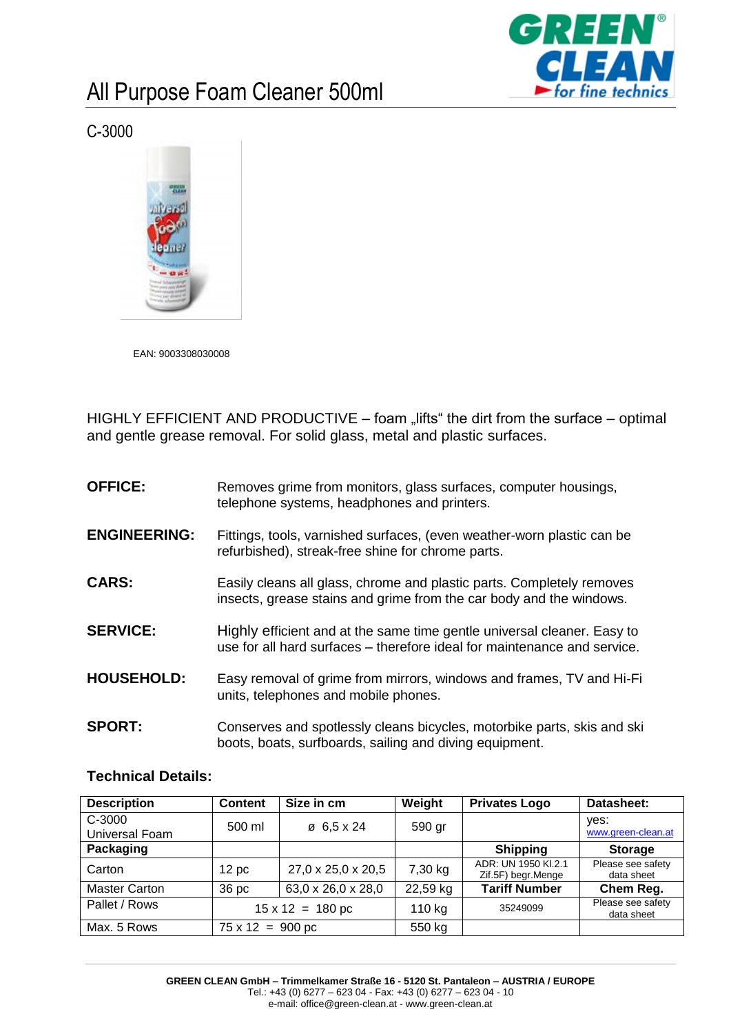# All Purpose Foam Cleaner 500ml

C-3000

EAN: 9003308030008

HIGHLY EFFICIENT AND PRODUCTIVE – foam „lifts“ the dirt from the surface – optimal and gentle grease removal. For solid glass, metal and plastic surfaces.

**OFFICE:** Removes grime from monitors, glass surfaces, computer housings, telephone systems, headphones and printers.

**ENGINEERING:** Fittings, tools, varnished surfaces, (even weather-worn plastic can be refurbished), streak-free shine for chrome parts.

**CARS:** Easily cleans all glass, chrome and plastic parts. Completely removes insects, grease stains and grime from the car body and the windows.

**SERVICE:** Highly efficient and at the same time gentle universal cleaner. Easy to use for all hard surfaces – therefore ideal for maintenance and service.

**HOUSEHOLD:** Easy removal of grime from mirrors, windows and frames, TV and Hi-Fi units, telephones and mobile phones.

**SPORT:** Conserves and spotlessly cleans bicycles, motorbike parts, skis and ski boots, boats, surfboards, sailing and diving equipment.

### Technical Details:

| **Description** | **Content** | **Size in cm** | **Weight** | **Privates Logo** | **Datasheet:** |
|---|---|---|---|---|---|
| C-3000 Universal Foam | 500 ml | ø 6,5 x 24 | 590 gr | | yes: www.green-clean.at |
| **Packaging** | | | | **Shipping** | **Storage** |
| Carton | 12 pc | 27,0 x 25,0 x 20,5 | 7,30 kg | ADR: UN 1950 Kl.2.1 Zif.5F) begr.Menge | Please see safety data sheet |
| Master Carton | 36 pc | 63,0 x 26,0 x 28,0 | 22,59 kg | **Tariff Number** | **Chem Reg.** |
| Pallet / Rows | 15 x 12 = 180 pc | | 110 kg | 35249099 | Please see safety data sheet |
| Max. 5 Rows | 75 x 12 = 900 pc | | 550 kg | | |

**GREEN CLEAN GmbH – Trimmelkamer Straße 16 - 5120 St. Pantaleon – AUSTRIA / EUROPE**
Tel.: +43 (0) 6277 – 623 04 - Fax: +43 (0) 6277 – 623 04 - 10
e-mail: office@green-clean.at - www.green-clean.at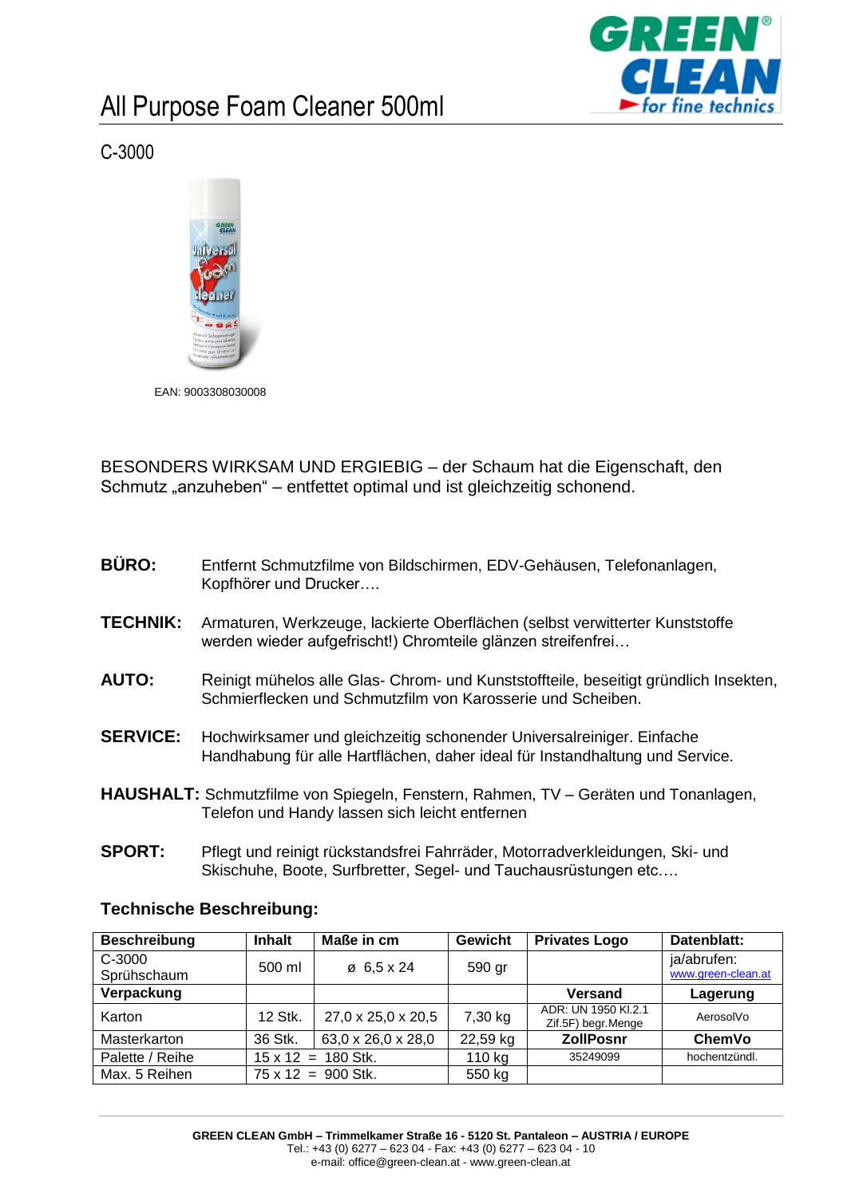# All Purpose Foam Cleaner 500ml

C-3000

EAN: 9003308030008

BESONDERS WIRKSAM UND ERGIEBIG – der Schaum hat die Eigenschaft, den Schmutz „anzuheben" – entfettet optimal und ist gleichzeitig schonend.

**BÜRO:** Entfernt Schmutzfilme von Bildschirmen, EDV-Gehäusen, Telefonanlagen, Kopfhörer und Drucker….

**TECHNIK:** Armaturen, Werkzeuge, lackierte Oberflächen (selbst verwitterter Kunststoffe werden wieder aufgefrischt!) Chromteile glänzen streifenfrei…

**AUTO:** Reinigt mühelos alle Glas- Chrom- und Kunststoffteile, beseitigt gründlich Insekten, Schmierflecken und Schmutzfilm von Karosserie und Scheiben.

**SERVICE:** Hochwirksamer und gleichzeitig schonender Universalreiniger. Einfache Handhabung für alle Hartflächen, daher ideal für Instandhaltung und Service.

**HAUSHALT:** Schmutzfilme von Spiegeln, Fenstern, Rahmen, TV – Geräten und Tonanlagen, Telefon und Handy lassen sich leicht entfernen

**SPORT:** Pflegt und reinigt rückstandsfrei Fahrräder, Motorradverkleidungen, Ski- und Skischuhe, Boote, Surfbretter, Segel- und Tauchausrüstungen etc….

## Technische Beschreibung:

| **Beschreibung** | **Inhalt** | **Maße in cm** | **Gewicht** | **Privates Logo** | **Datenblatt:** |
|---|---|---|---|---|---|
| C-3000 Sprühschaum | 500 ml | ø 6,5 x 24 | 590 gr | | ja/abrufen: www.green-clean.at |
| **Verpackung** | | | | **Versand** | **Lagerung** |
| Karton | 12 Stk. | 27,0 x 25,0 x 20,5 | 7,30 kg | ADR: UN 1950 Kl.2.1 Zif.5F) begr.Menge | AerosolVo |
| Masterkarton | 36 Stk. | 63,0 x 26,0 x 28,0 | 22,59 kg | **ZollPosnr** | **ChemVo** |
| Palette / Reihe | 15 x 12 = 180 Stk. | | 110 kg | 35249099 | hochentzündl. |
| Max. 5 Reihen | 75 x 12 = 900 Stk. | | 550 kg | | |

**GREEN CLEAN GmbH – Trimmelkamer Straße 16 - 5120 St. Pantaleon – AUSTRIA / EUROPE**
Tel.: +43 (0) 6277 – 623 04 - Fax: +43 (0) 6277 – 623 04 - 10
e-mail: office@green-clean.at - www.green-clean.at